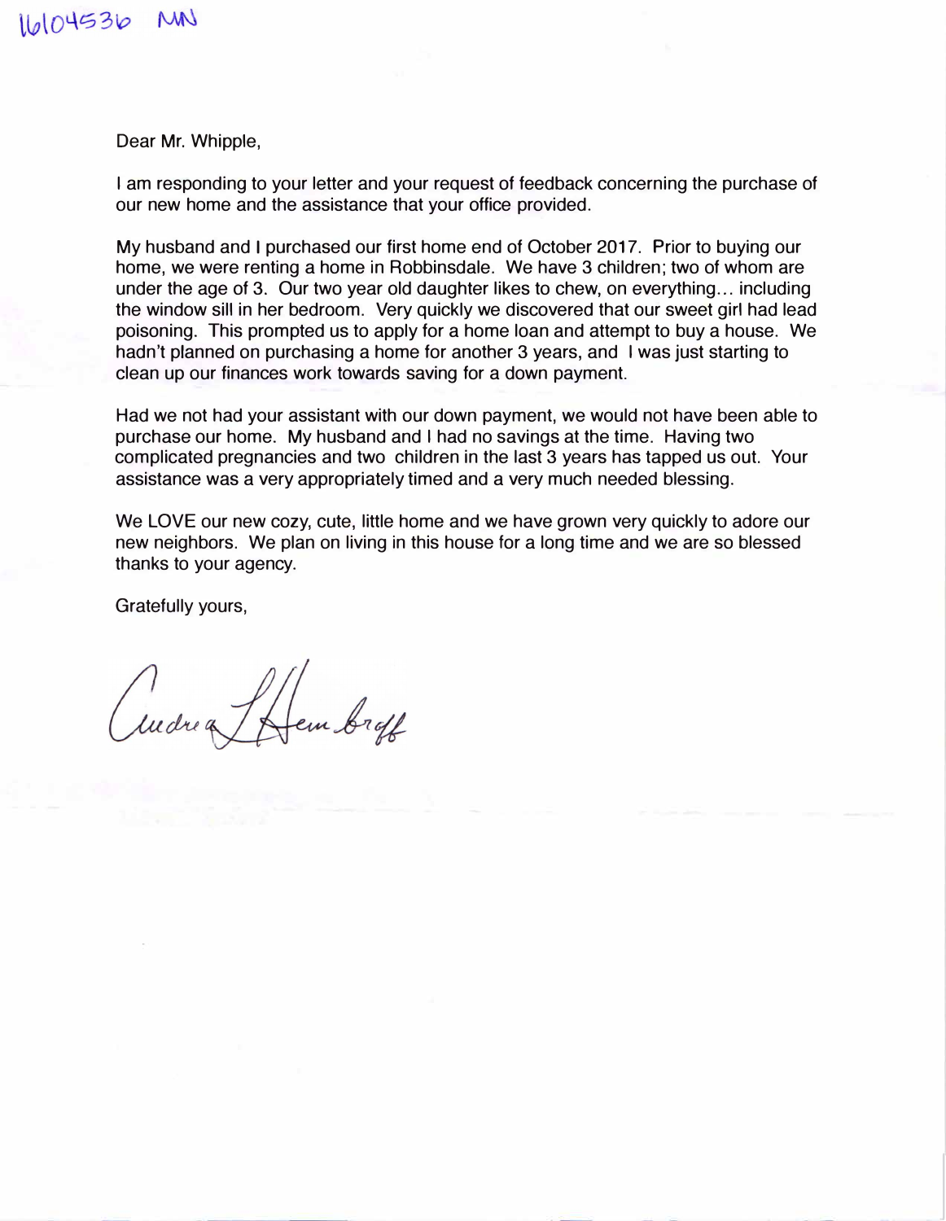16104536 MN

Dear Mr. Whipple,

I am responding to your letter and your request of feedback concerning the purchase of our new home and the assistance that your office provided.

My husband and I purchased our first home end of October 2017. Prior to buying our home, we were renting a home in Robbinsdale. We have 3 children; two of whom are under the age of 3. Our two year old daughter likes to chew, on everything… including the window sill in her bedroom. Very quickly we discovered that our sweet girl had lead poisoning. This prompted us to apply for a home loan and attempt to buy a house. We hadn't planned on purchasing a home for another 3 years, and I was just starting to clean up our finances work towards saving for a down payment.

Had we not had your assistant with our down payment, we would not have been able to purchase our home. My husband and I had no savings at the time. Having two complicated pregnancies and two children in the last 3 years has tapped us out. Your assistance was a very appropriately timed and a very much needed blessing.

We LOVE our new cozy, cute, little home and we have grown very quickly to adore our new neighbors. We plan on living in this house for a long time and we are so blessed thanks to your agency.

Gratefully yours,

Andrea L Hembroff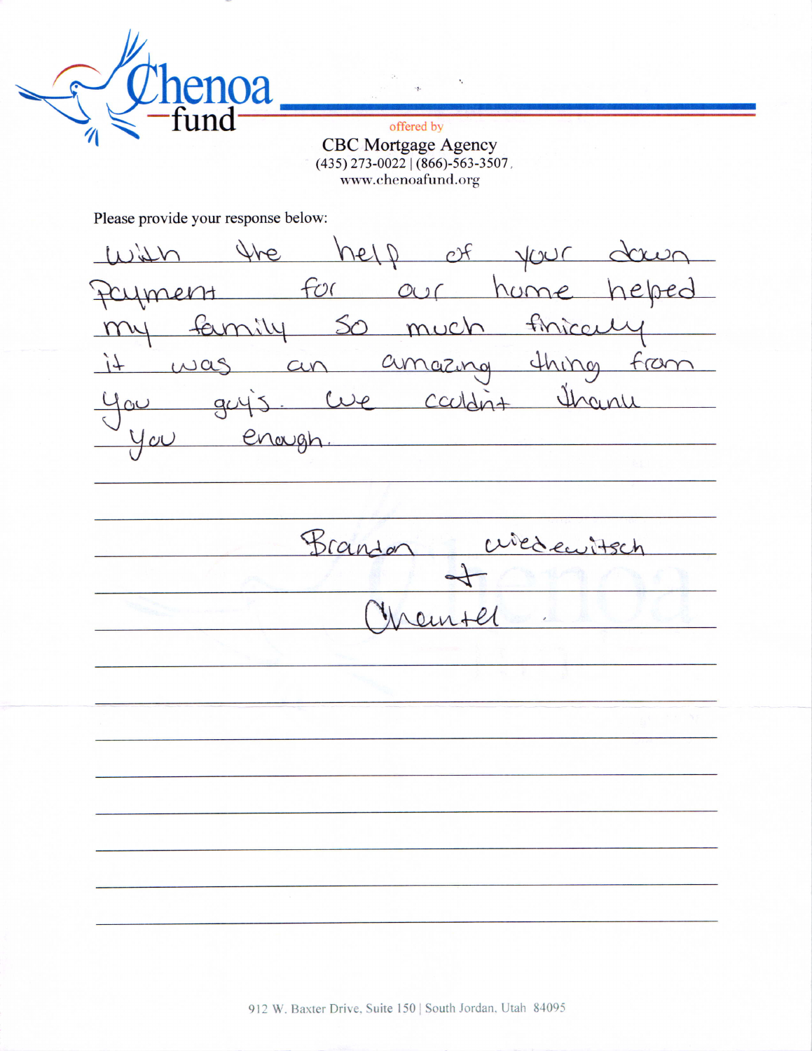Chenoa fund

offered by

CBC Mortgage Agency
(435) 273-0022 | (866)-563-3507
www.chenoafund.org

Please provide your response below:

With the help of your down payment for our home heped my family so much finicaly it was an amazing thing from you guys. We couldn't thanu you enough.

Brandon Wiedewitsch
+
Chantel.

912 W. Baxter Drive, Suite 150 | South Jordan, Utah 84095